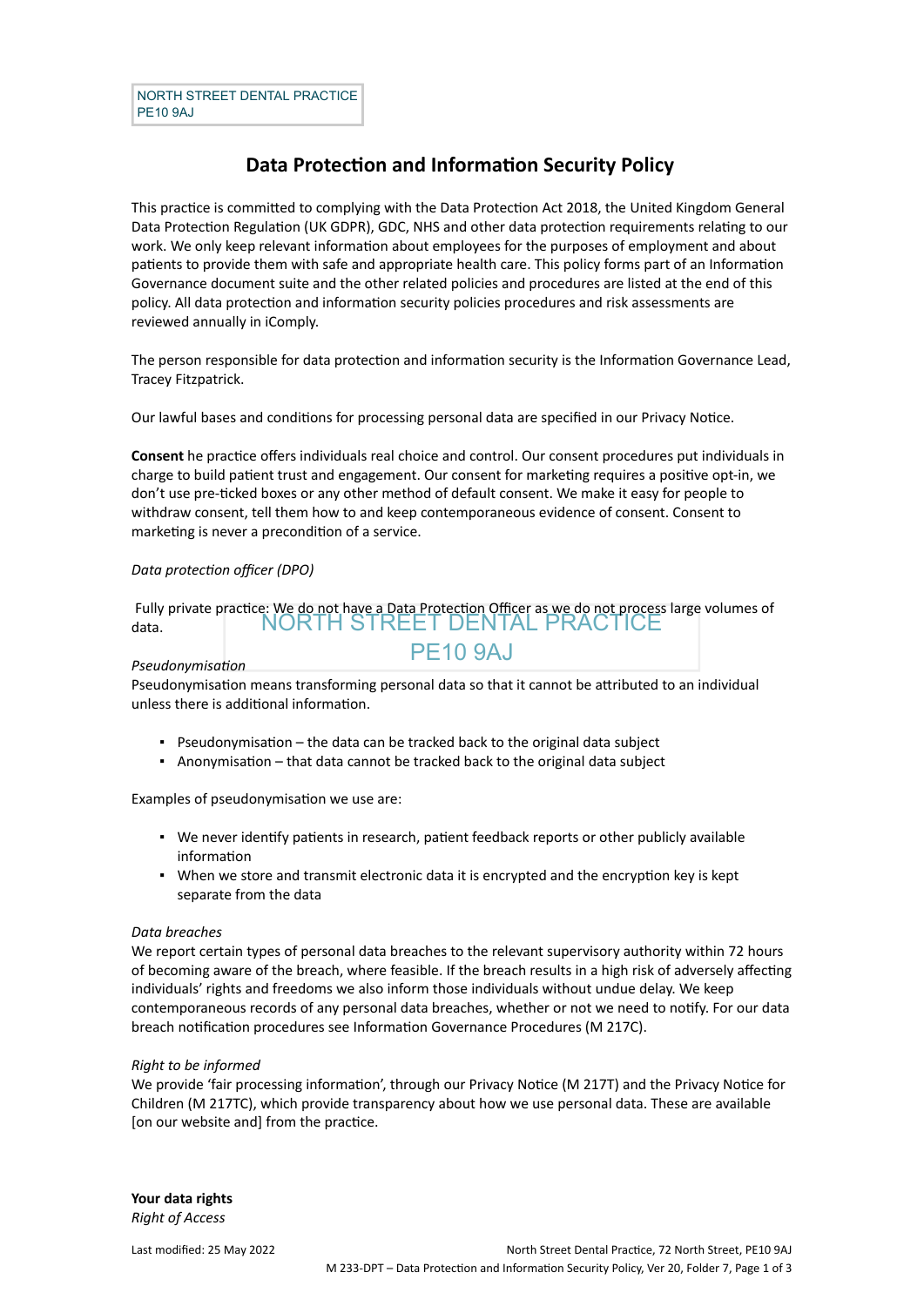NORTH STREET DENTAL PRACTICE
PE10 9AJ

# Data Protection and Information Security Policy

This practice is committed to complying with the Data Protection Act 2018, the United Kingdom General Data Protection Regulation (UK GDPR), GDC, NHS and other data protection requirements relating to our work. We only keep relevant information about employees for the purposes of employment and about patients to provide them with safe and appropriate health care. This policy forms part of an Information Governance document suite and the other related policies and procedures are listed at the end of this policy. All data protection and information security policies procedures and risk assessments are reviewed annually in iComply.

The person responsible for data protection and information security is the Information Governance Lead, Tracey Fitzpatrick.

Our lawful bases and conditions for processing personal data are specified in our Privacy Notice.

**Consent** he practice offers individuals real choice and control. Our consent procedures put individuals in charge to build patient trust and engagement. Our consent for marketing requires a positive opt-in, we don't use pre-ticked boxes or any other method of default consent. We make it easy for people to withdraw consent, tell them how to and keep contemporaneous evidence of consent. Consent to marketing is never a precondition of a service.

*Data protection officer (DPO)*

Fully private practice: We do not have a Data Protection Officer as we do not process large volumes of data.

NORTH STREET DENTAL PRACTICE
PE10 9AJ

*Pseudonymisation*
Pseudonymisation means transforming personal data so that it cannot be attributed to an individual unless there is additional information.

- Pseudonymisation – the data can be tracked back to the original data subject
- Anonymisation – that data cannot be tracked back to the original data subject

Examples of pseudonymisation we use are:

- We never identify patients in research, patient feedback reports or other publicly available information
- When we store and transmit electronic data it is encrypted and the encryption key is kept separate from the data

*Data breaches*
We report certain types of personal data breaches to the relevant supervisory authority within 72 hours of becoming aware of the breach, where feasible. If the breach results in a high risk of adversely affecting individuals' rights and freedoms we also inform those individuals without undue delay. We keep contemporaneous records of any personal data breaches, whether or not we need to notify. For our data breach notification procedures see Information Governance Procedures (M 217C).

*Right to be informed*
We provide 'fair processing information', through our Privacy Notice (M 217T) and the Privacy Notice for Children (M 217TC), which provide transparency about how we use personal data. These are available [on our website and] from the practice.

**Your data rights**
*Right of Access*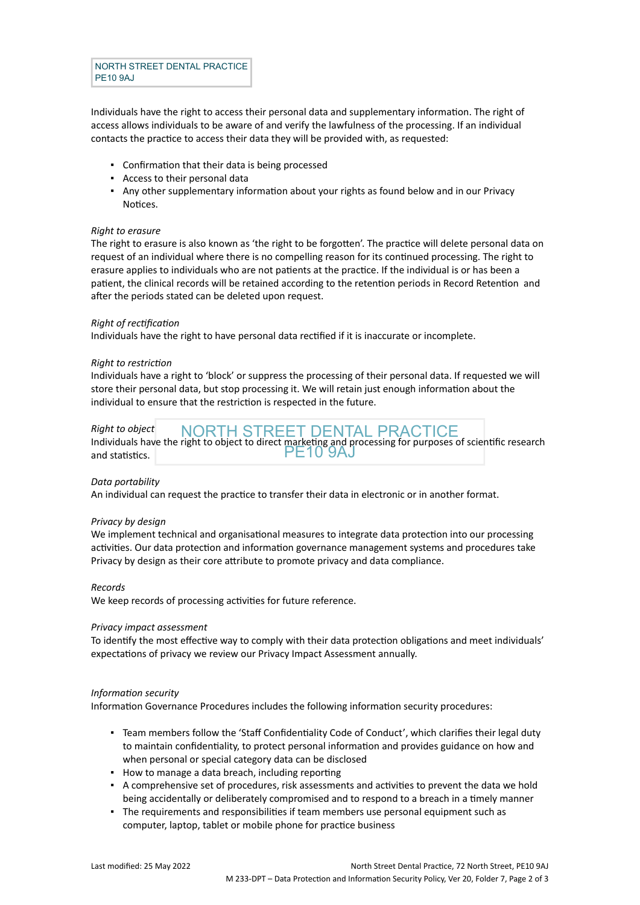Individuals have the right to access their personal data and supplementary information. The right of access allows individuals to be aware of and verify the lawfulness of the processing. If an individual contacts the practice to access their data they will be provided with, as requested:

- Confirmation that their data is being processed
- Access to their personal data
- Any other supplementary information about your rights as found below and in our Privacy Notices.

*Right to erasure*
The right to erasure is also known as 'the right to be forgotten'. The practice will delete personal data on request of an individual where there is no compelling reason for its continued processing. The right to erasure applies to individuals who are not patients at the practice. If the individual is or has been a patient, the clinical records will be retained according to the retention periods in Record Retention and after the periods stated can be deleted upon request.

*Right of rectification*
Individuals have the right to have personal data rectified if it is inaccurate or incomplete.

*Right to restriction*
Individuals have a right to 'block' or suppress the processing of their personal data. If requested we will store their personal data, but stop processing it. We will retain just enough information about the individual to ensure that the restriction is respected in the future.

*Right to object*
Individuals have the right to object to direct marketing and processing for purposes of scientific research and statistics.

*Data portability*
An individual can request the practice to transfer their data in electronic or in another format.

*Privacy by design*
We implement technical and organisational measures to integrate data protection into our processing activities. Our data protection and information governance management systems and procedures take Privacy by design as their core attribute to promote privacy and data compliance.

*Records*
We keep records of processing activities for future reference.

*Privacy impact assessment*
To identify the most effective way to comply with their data protection obligations and meet individuals' expectations of privacy we review our Privacy Impact Assessment annually.

*Information security*
Information Governance Procedures includes the following information security procedures:

- Team members follow the 'Staff Confidentiality Code of Conduct', which clarifies their legal duty to maintain confidentiality, to protect personal information and provides guidance on how and when personal or special category data can be disclosed
- How to manage a data breach, including reporting
- A comprehensive set of procedures, risk assessments and activities to prevent the data we hold being accidentally or deliberately compromised and to respond to a breach in a timely manner
- The requirements and responsibilities if team members use personal equipment such as computer, laptop, tablet or mobile phone for practice business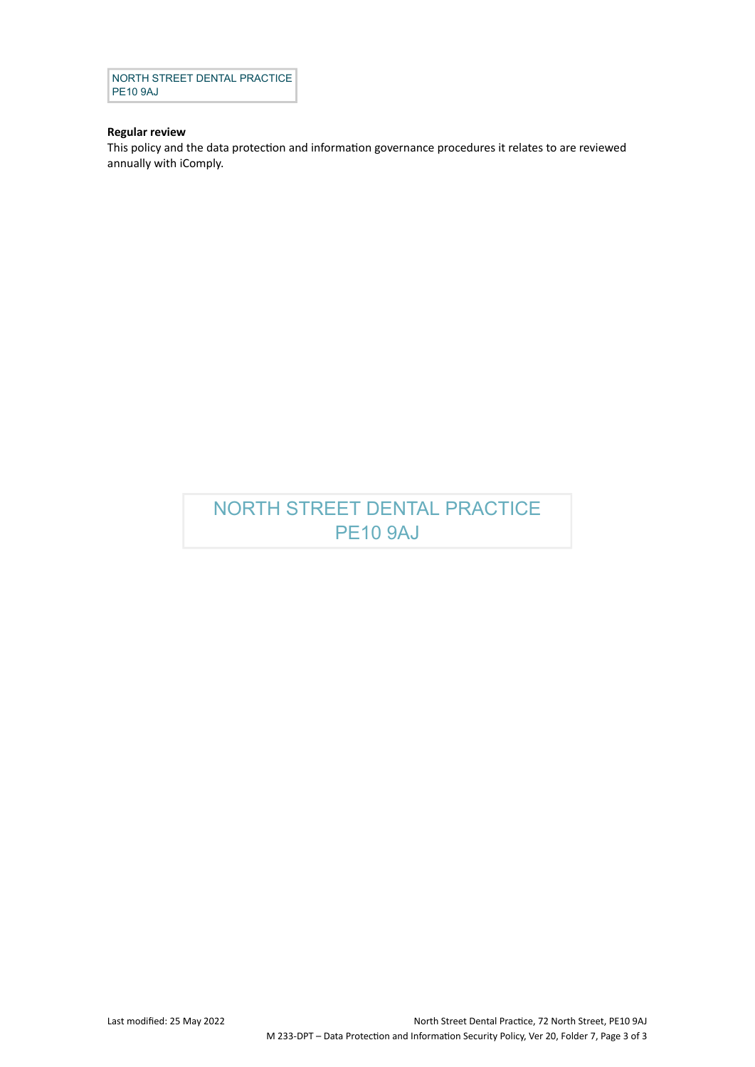**Regular review**

This policy and the data protection and information governance procedures it relates to are reviewed annually with iComply.

NORTH STREET DENTAL PRACTICE
PE10 9AJ